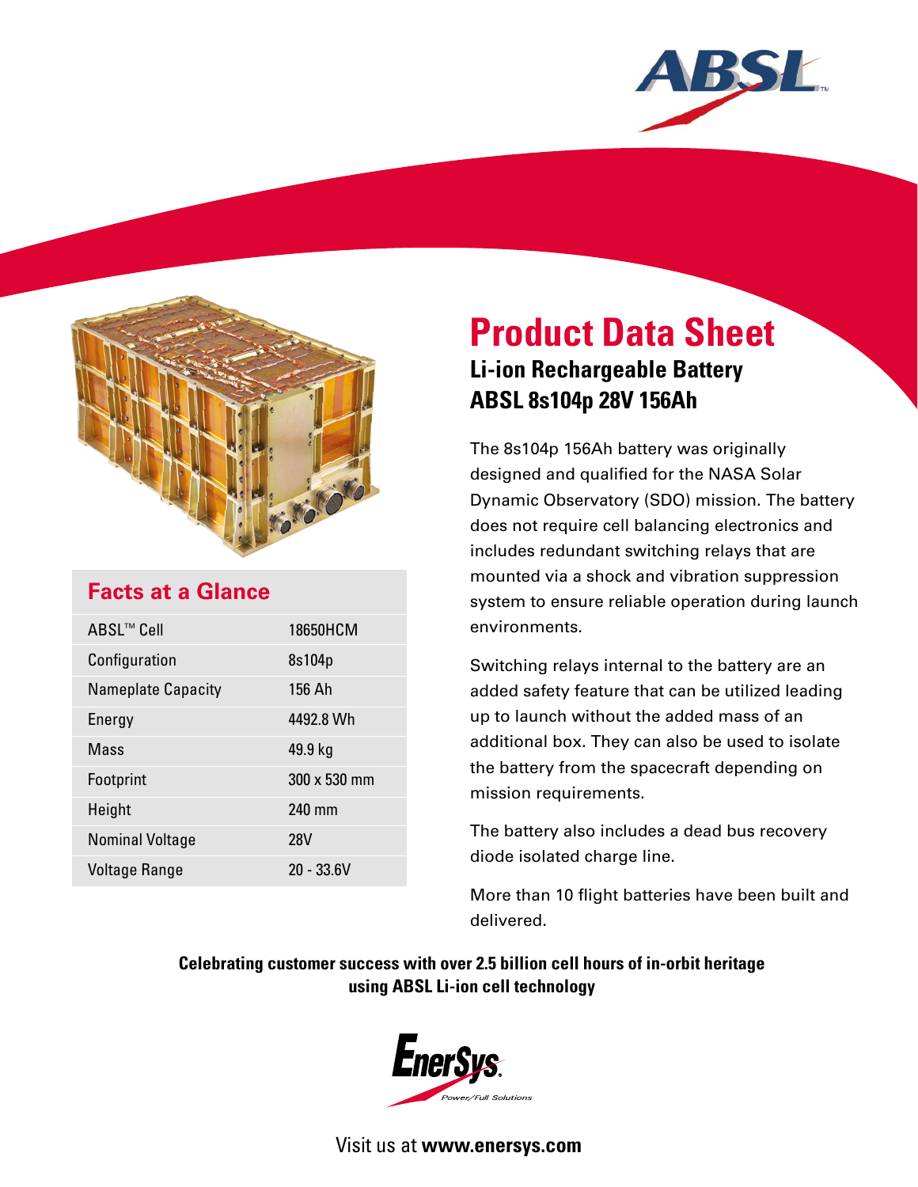# Product Data Sheet

## Li-ion Rechargeable Battery
## ABSL 8s104p 28V 156Ah

The 8s104p 156Ah battery was originally designed and qualified for the NASA Solar Dynamic Observatory (SDO) mission. The battery does not require cell balancing electronics and includes redundant switching relays that are mounted via a shock and vibration suppression system to ensure reliable operation during launch environments.

Switching relays internal to the battery are an added safety feature that can be utilized leading up to launch without the added mass of an additional box. They can also be used to isolate the battery from the spacecraft depending on mission requirements.

The battery also includes a dead bus recovery diode isolated charge line.

More than 10 flight batteries have been built and delivered.

### Facts at a Glance

| | |
|---|---|
| ABSL™ Cell | 18650HCM |
| Configuration | 8s104p |
| Nameplate Capacity | 156 Ah |
| Energy | 4492.8 Wh |
| Mass | 49.9 kg |
| Footprint | 300 x 530 mm |
| Height | 240 mm |
| Nominal Voltage | 28V |
| Voltage Range | 20 - 33.6V |

**Celebrating customer success with over 2.5 billion cell hours of in-orbit heritage using ABSL Li-ion cell technology**

EnerSys Power/Full Solutions

Visit us at **www.enersys.com**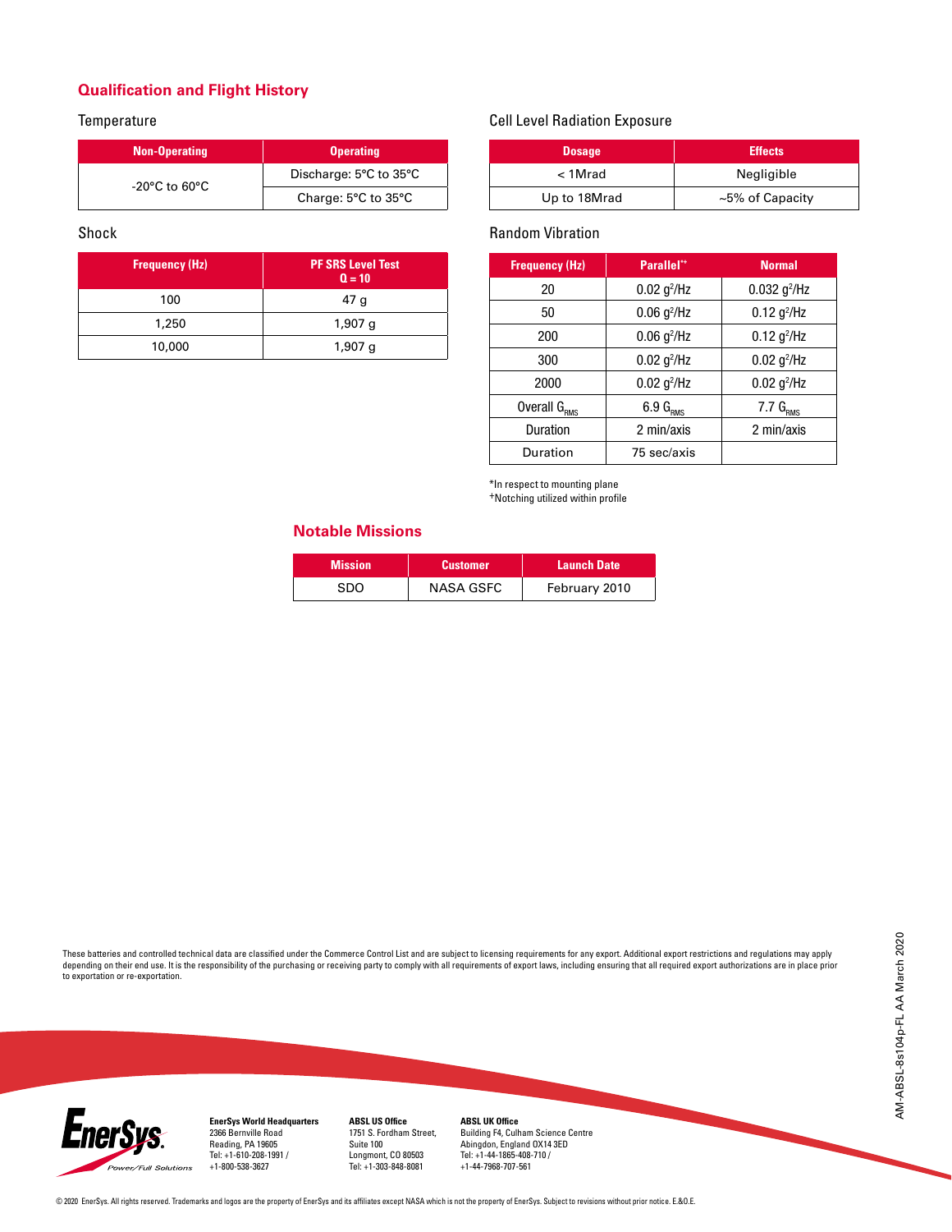## Qualification and Flight History

### Temperature

| Non-Operating | Operating |
|---|---|
| -20°C to 60°C | Discharge: 5°C to 35°C |
| | Charge: 5°C to 35°C |

### Shock

| Frequency (Hz) | PF SRS Level Test Q = 10 |
|---|---|
| 100 | 47 g |
| 1,250 | 1,907 g |
| 10,000 | 1,907 g |

### Cell Level Radiation Exposure

| Dosage | Effects |
|---|---|
| < 1Mrad | Negligible |
| Up to 18Mrad | ~5% of Capacity |

### Random Vibration

| Frequency (Hz) | Parallel*+ | Normal |
|---|---|---|
| 20 | 0.02 $g^2$/Hz | 0.032 $g^2$/Hz |
| 50 | 0.06 $g^2$/Hz | 0.12 $g^2$/Hz |
| 200 | 0.06 $g^2$/Hz | 0.12 $g^2$/Hz |
| 300 | 0.02 $g^2$/Hz | 0.02 $g^2$/Hz |
| 2000 | 0.02 $g^2$/Hz | 0.02 $g^2$/Hz |
| Overall $G_{RMS}$ | 6.9 $G_{RMS}$ | 7.7 $G_{RMS}$ |
| Duration | 2 min/axis | 2 min/axis |
| Duration | 75 sec/axis | |

*In respect to mounting plane
+Notching utilized within profile

## Notable Missions

| Mission | Customer | Launch Date |
|---|---|---|
| SDO | NASA GSFC | February 2010 |

These batteries and controlled technical data are classified under the Commerce Control List and are subject to licensing requirements for any export. Additional export restrictions and regulations may apply depending on their end use. It is the responsibility of the purchasing or receiving party to comply with all requirements of export laws, including ensuring that all required export authorizations are in place prior to exportation or re-exportation.

AM-ABSL-8s104p-FL AA March 2020

EnerSys. Power/Full Solutions

**EnerSys World Headquarters**
2366 Bernville Road
Reading, PA 19605
Tel: +1-610-208-1991 /
+1-800-538-3627

**ABSL US Office**
1751 S. Fordham Street,
Suite 100
Longmont, CO 80503
Tel: +1-303-848-8081

**ABSL UK Office**
Building F4, Culham Science Centre
Abingdon, England OX14 3ED
Tel: +1-44-1865-408-710 /
+1-44-7968-707-561

© 2020 EnerSys. All rights reserved. Trademarks and logos are the property of EnerSys and its affiliates except NASA which is not the property of EnerSys. Subject to revisions without prior notice. E.&O.E.